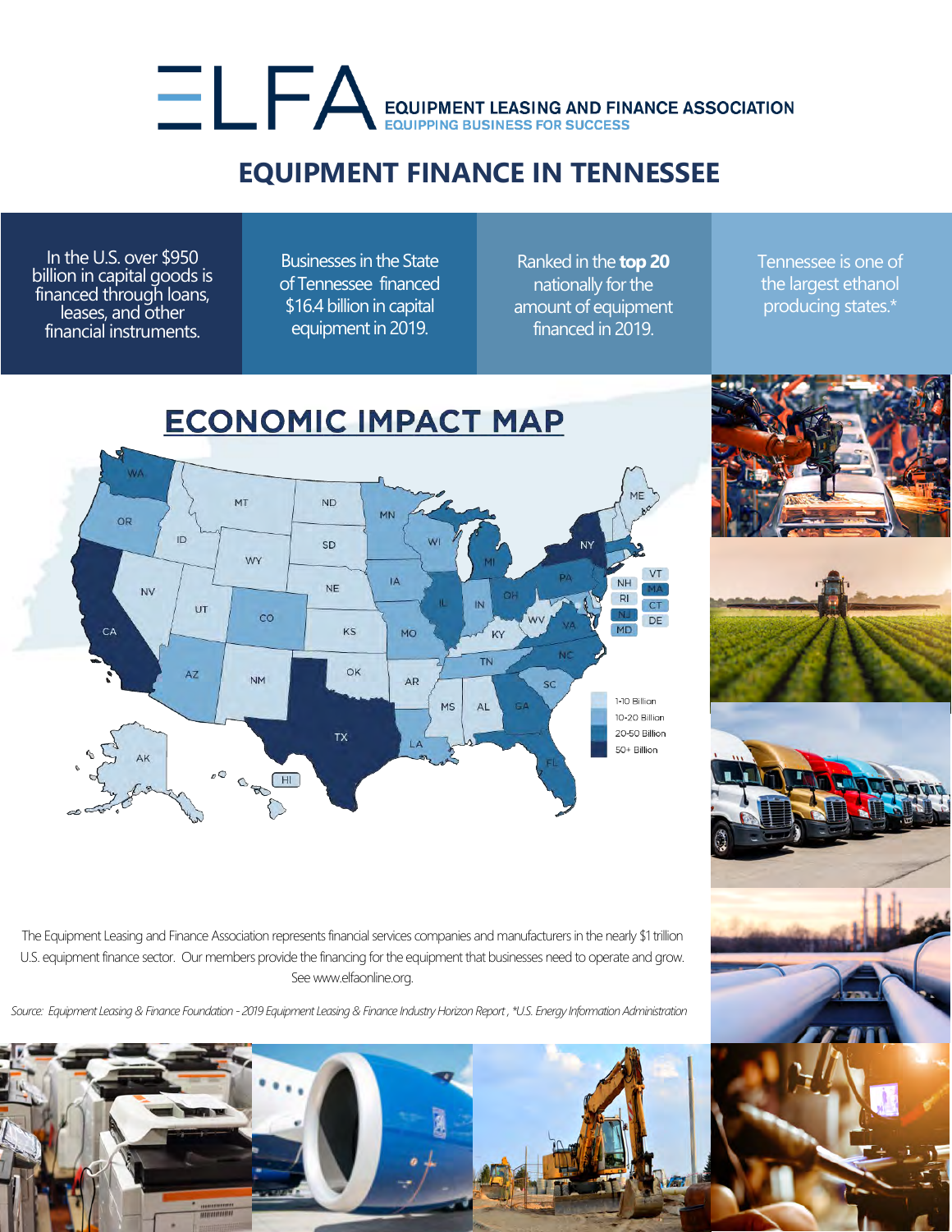# ELFA EQUIPMENT LEASING AND FINANCE ASSOCIATION

EQUIPPING BUSINESS FOR SUCCESS

## EQUIPMENT FINANCE IN TENNESSEE

In the U.S. over $950 billion in capital goods is financed through loans, leases, and other financial instruments.

Businesses in the State of Tennessee financed $16.4 billion in capital equipment in 2019.

Ranked in the **top 20** nationally for the amount of equipment financed in 2019.

Tennessee is one of the largest ethanol producing states.*

## ECONOMIC IMPACT MAP

WA, OR, CA, ID, NV, MT, WY, UT, AZ, CO, NM, ND, SD, NE, KS, OK, TX, MN, IA, MO, AR, LA, WI, IL, MI, IN, OH, KY, TN, MS, AL, GA, FL, SC, NC, VA, WV, PA, NY, ME, VT, NH, MA, RI, CT, NJ, DE, MD, AK, HI

1-10 Billion
10-20 Billion
20-50 Billion
50+ Billion

The Equipment Leasing and Finance Association represents financial services companies and manufacturers in the nearly $1 trillion U.S. equipment finance sector. Our members provide the financing for the equipment that businesses need to operate and grow. See www.elfaonline.org.

*Source: Equipment Leasing & Finance Foundation - 2019 Equipment Leasing & Finance Industry Horizon Report, *U.S. Energy Information Administration*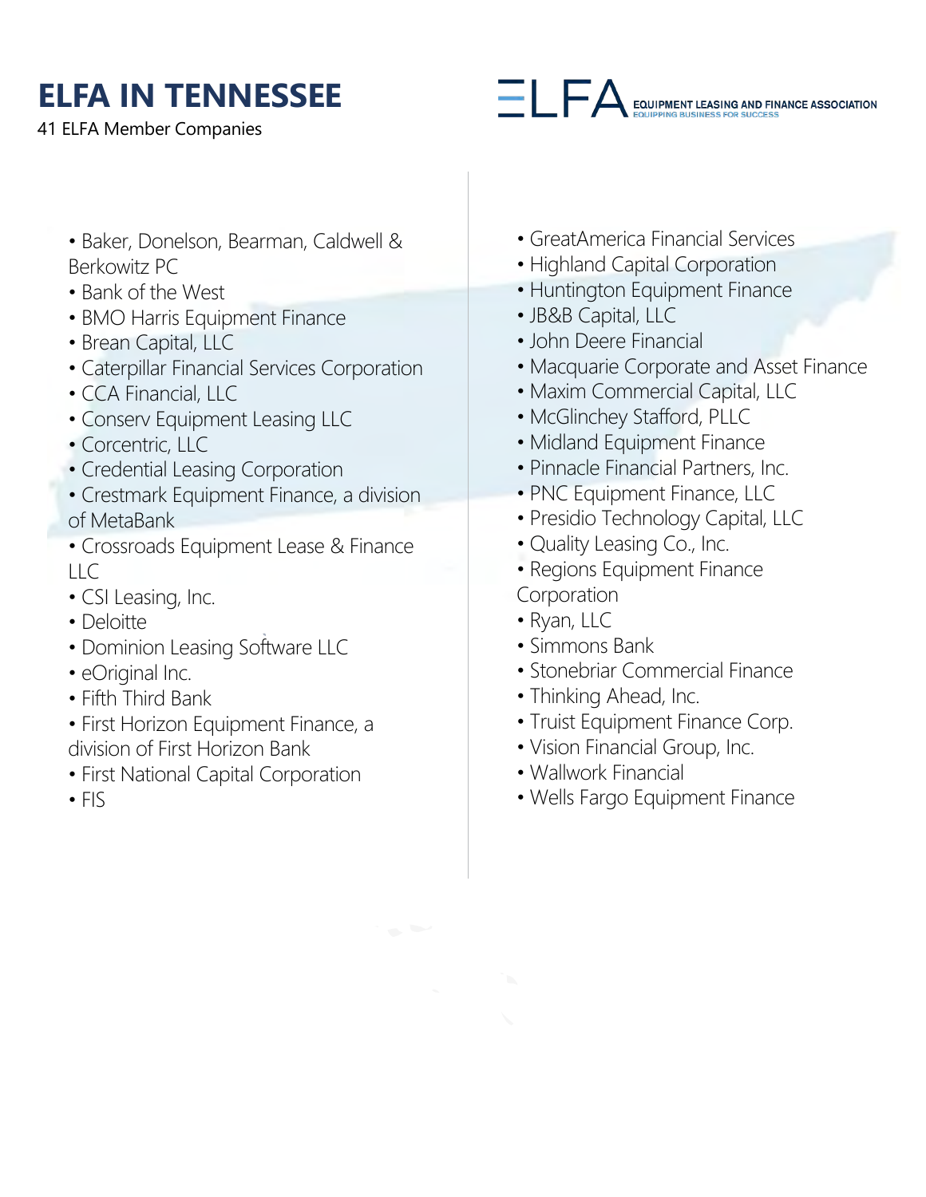# ELFA IN TENNESSEE

41 ELFA Member Companies

EQUIPMENT LEASING AND FINANCE ASSOCIATION
EQUIPPING BUSINESS FOR SUCCESS

- Baker, Donelson, Bearman, Caldwell & Berkowitz PC
- Bank of the West
- BMO Harris Equipment Finance
- Brean Capital, LLC
- Caterpillar Financial Services Corporation
- CCA Financial, LLC
- Conserv Equipment Leasing LLC
- Corcentric, LLC
- Credential Leasing Corporation
- Crestmark Equipment Finance, a division of MetaBank
- Crossroads Equipment Lease & Finance LLC
- CSI Leasing, Inc.
- Deloitte
- Dominion Leasing Software LLC
- eOriginal Inc.
- Fifth Third Bank
- First Horizon Equipment Finance, a division of First Horizon Bank
- First National Capital Corporation
- FIS
- GreatAmerica Financial Services
- Highland Capital Corporation
- Huntington Equipment Finance
- JB&B Capital, LLC
- John Deere Financial
- Macquarie Corporate and Asset Finance
- Maxim Commercial Capital, LLC
- McGlinchey Stafford, PLLC
- Midland Equipment Finance
- Pinnacle Financial Partners, Inc.
- PNC Equipment Finance, LLC
- Presidio Technology Capital, LLC
- Quality Leasing Co., Inc.
- Regions Equipment Finance Corporation
- Ryan, LLC
- Simmons Bank
- Stonebriar Commercial Finance
- Thinking Ahead, Inc.
- Truist Equipment Finance Corp.
- Vision Financial Group, Inc.
- Wallwork Financial
- Wells Fargo Equipment Finance